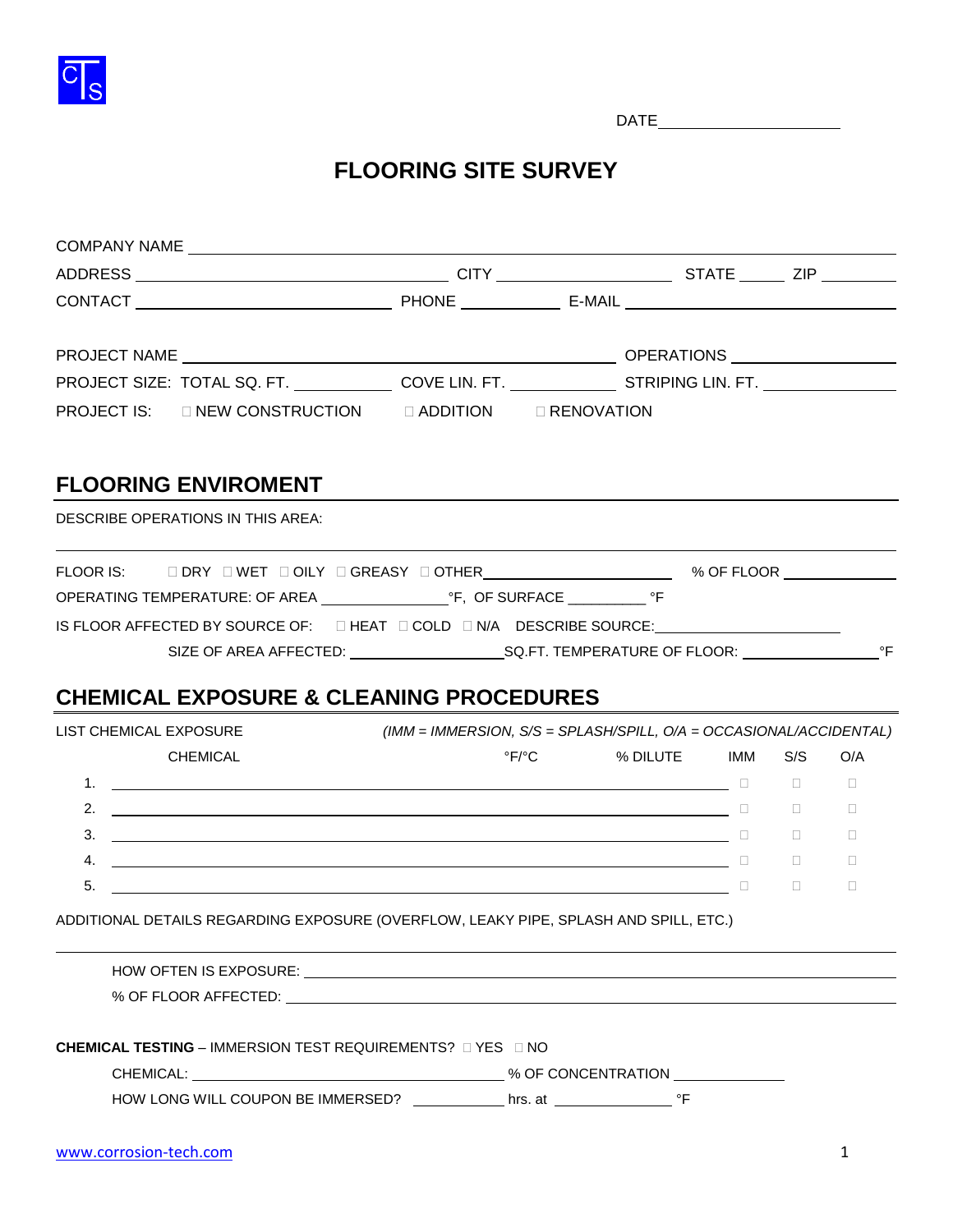CTS

DATE____________________

# FLOORING SITE SURVEY

COMPANY NAME ____________________________________________

ADDRESS ____________________ CITY ______________ STATE _____ ZIP ________

CONTACT ____________________ PHONE ____________ E-MAIL ____________________

PROJECT NAME ____________________________ OPERATIONS ________________

PROJECT SIZE: TOTAL SQ. FT. __________ COVE LIN. FT. __________ STRIPING LIN. FT. __________

PROJECT IS: ☐ NEW CONSTRUCTION ☐ ADDITION ☐ RENOVATION

## FLOORING ENVIROMENT

DESCRIBE OPERATIONS IN THIS AREA:

____________________________________________

FLOOR IS: ☐ DRY ☐ WET ☐ OILY ☐ GREASY ☐ OTHER________________ % OF FLOOR __________

OPERATING TEMPERATURE: OF AREA ____________°F, OF SURFACE _________ °F

IS FLOOR AFFECTED BY SOURCE OF: ☐ HEAT ☐ COLD ☐ N/A DESCRIBE SOURCE:________________

SIZE OF AREA AFFECTED: ______________SQ.FT. TEMPERATURE OF FLOOR: ____________°F

## CHEMICAL EXPOSURE & CLEANING PROCEDURES

LIST CHEMICAL EXPOSURE *(IMM = IMMERSION, S/S = SPLASH/SPILL, O/A = OCCASIONAL/ACCIDENTAL)*

| | CHEMICAL | °F/°C | % DILUTE | IMM | S/S | O/A |
|---|---|---|---|---|---|---|
| 1. | | | | ☐ | ☐ | ☐ |
| 2. | | | | ☐ | ☐ | ☐ |
| 3. | | | | ☐ | ☐ | ☐ |
| 4. | | | | ☐ | ☐ | ☐ |
| 5. | | | | ☐ | ☐ | ☐ |

ADDITIONAL DETAILS REGARDING EXPOSURE (OVERFLOW, LEAKY PIPE, SPLASH AND SPILL, ETC.)

____________________________________________

HOW OFTEN IS EXPOSURE: ____________________________________________

% OF FLOOR AFFECTED: ____________________________________________

**CHEMICAL TESTING** – IMMERSION TEST REQUIREMENTS? ☐ YES ☐ NO

CHEMICAL: ____________________________ % OF CONCENTRATION ____________

HOW LONG WILL COUPON BE IMMERSED? __________ hrs. at ____________ °F

www.corrosion-tech.com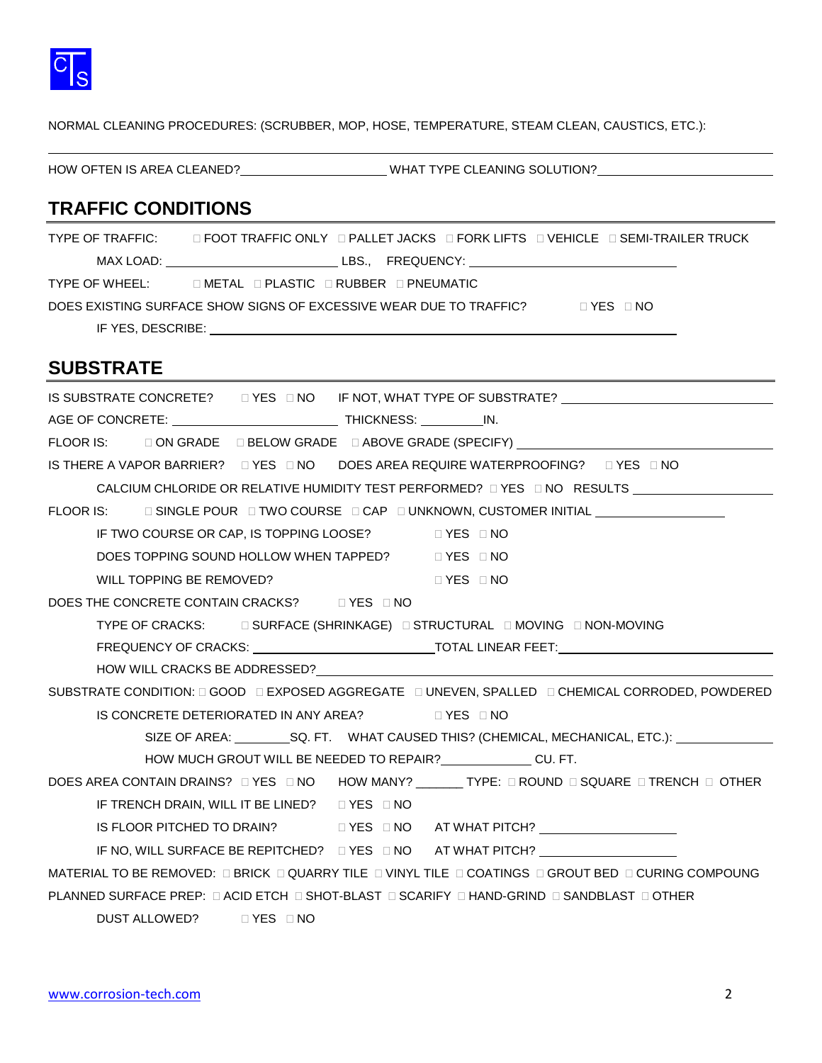NORMAL CLEANING PROCEDURES: (SCRUBBER, MOP, HOSE, TEMPERATURE, STEAM CLEAN, CAUSTICS, ETC.):

---

HOW OFTEN IS AREA CLEANED? ____________________ WHAT TYPE CLEANING SOLUTION? ____________________

## TRAFFIC CONDITIONS

TYPE OF TRAFFIC: ☐ FOOT TRAFFIC ONLY ☐ PALLET JACKS ☐ FORK LIFTS ☐ VEHICLE ☐ SEMI-TRAILER TRUCK

MAX LOAD: ____________________ LBS., FREQUENCY: ____________________

TYPE OF WHEEL: ☐ METAL ☐ PLASTIC ☐ RUBBER ☐ PNEUMATIC

DOES EXISTING SURFACE SHOW SIGNS OF EXCESSIVE WEAR DUE TO TRAFFIC? ☐ YES ☐ NO

IF YES, DESCRIBE: ____________________

## SUBSTRATE

IS SUBSTRATE CONCRETE? ☐ YES ☐ NO IF NOT, WHAT TYPE OF SUBSTRATE? ____________________

AGE OF CONCRETE: ____________________ THICKNESS: _________IN.

FLOOR IS: ☐ ON GRADE ☐ BELOW GRADE ☐ ABOVE GRADE (SPECIFY) ____________________

IS THERE A VAPOR BARRIER? ☐ YES ☐ NO DOES AREA REQUIRE WATERPROOFING? ☐ YES ☐ NO

CALCIUM CHLORIDE OR RELATIVE HUMIDITY TEST PERFORMED? ☐ YES ☐ NO RESULTS ____________________

FLOOR IS: ☐ SINGLE POUR ☐ TWO COURSE ☐ CAP ☐ UNKNOWN, CUSTOMER INITIAL ____________________

IF TWO COURSE OR CAP, IS TOPPING LOOSE? ☐ YES ☐ NO

DOES TOPPING SOUND HOLLOW WHEN TAPPED? ☐ YES ☐ NO

WILL TOPPING BE REMOVED? ☐ YES ☐ NO

DOES THE CONCRETE CONTAIN CRACKS? ☐ YES ☐ NO

TYPE OF CRACKS: ☐ SURFACE (SHRINKAGE) ☐ STRUCTURAL ☐ MOVING ☐ NON-MOVING

FREQUENCY OF CRACKS: ____________________TOTAL LINEAR FEET: ____________________

HOW WILL CRACKS BE ADDRESSED? ____________________

SUBSTRATE CONDITION: ☐ GOOD ☐ EXPOSED AGGREGATE ☐ UNEVEN, SPALLED ☐ CHEMICAL CORRODED, POWDERED

IS CONCRETE DETERIORATED IN ANY AREA? ☐ YES ☐ NO

SIZE OF AREA: ________SQ. FT. WHAT CAUSED THIS? (CHEMICAL, MECHANICAL, ETC.): ____________________

HOW MUCH GROUT WILL BE NEEDED TO REPAIR? _____________ CU. FT.

DOES AREA CONTAIN DRAINS? ☐ YES ☐ NO HOW MANY? _______ TYPE: ☐ ROUND ☐ SQUARE ☐ TRENCH ☐ OTHER

IF TRENCH DRAIN, WILL IT BE LINED? ☐ YES ☐ NO

IS FLOOR PITCHED TO DRAIN? ☐ YES ☐ NO AT WHAT PITCH? ____________________

IF NO, WILL SURFACE BE REPITCHED? ☐ YES ☐ NO AT WHAT PITCH? ____________________

MATERIAL TO BE REMOVED: ☐ BRICK ☐ QUARRY TILE ☐ VINYL TILE ☐ COATINGS ☐ GROUT BED ☐ CURING COMPOUNG

PLANNED SURFACE PREP: ☐ ACID ETCH ☐ SHOT-BLAST ☐ SCARIFY ☐ HAND-GRIND ☐ SANDBLAST ☐ OTHER

DUST ALLOWED? ☐ YES ☐ NO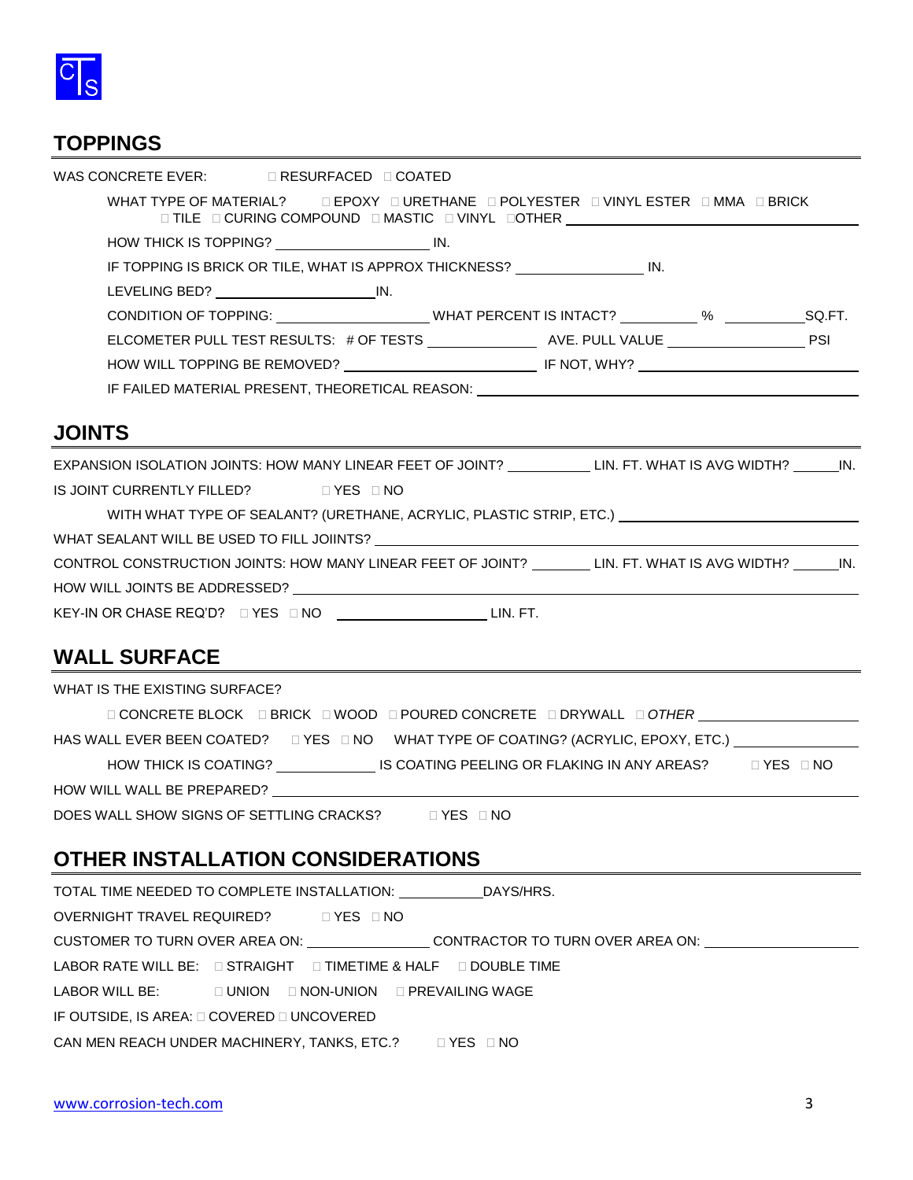## TOPPINGS

WAS CONCRETE EVER: ☐ RESURFACED ☐ COATED

WHAT TYPE OF MATERIAL? ☐ EPOXY ☐ URETHANE ☐ POLYESTER ☐ VINYL ESTER ☐ MMA ☐ BRICK ☐ TILE ☐ CURING COMPOUND ☐ MASTIC ☐ VINYL ☐OTHER ____________

HOW THICK IS TOPPING? ____________ IN.

IF TOPPING IS BRICK OR TILE, WHAT IS APPROX THICKNESS? ____________ IN.

LEVELING BED? ____________ IN.

CONDITION OF TOPPING: ____________ WHAT PERCENT IS INTACT? ________ % ________ SQ.FT.

ELCOMETER PULL TEST RESULTS: # OF TESTS ____________ AVE. PULL VALUE ____________ PSI

HOW WILL TOPPING BE REMOVED? ____________ IF NOT, WHY? ____________

IF FAILED MATERIAL PRESENT, THEORETICAL REASON: ____________

## JOINTS

EXPANSION ISOLATION JOINTS: HOW MANY LINEAR FEET OF JOINT? ________ LIN. FT. WHAT IS AVG WIDTH? ______ IN.

IS JOINT CURRENTLY FILLED? ☐ YES ☐ NO

WITH WHAT TYPE OF SEALANT? (URETHANE, ACRYLIC, PLASTIC STRIP, ETC.) ____________

WHAT SEALANT WILL BE USED TO FILL JOIINTS? ____________

CONTROL CONSTRUCTION JOINTS: HOW MANY LINEAR FEET OF JOINT? ________ LIN. FT. WHAT IS AVG WIDTH? ______ IN.

HOW WILL JOINTS BE ADDRESSED? ____________

KEY-IN OR CHASE REQ'D? ☐ YES ☐ NO ____________ LIN. FT.

## WALL SURFACE

WHAT IS THE EXISTING SURFACE?

☐ CONCRETE BLOCK ☐ BRICK ☐ WOOD ☐ POURED CONCRETE ☐ DRYWALL ☐ *OTHER* ____________

HAS WALL EVER BEEN COATED? ☐ YES ☐ NO WHAT TYPE OF COATING? (ACRYLIC, EPOXY, ETC.) ____________

HOW THICK IS COATING? ____________ IS COATING PEELING OR FLAKING IN ANY AREAS? ☐ YES ☐ NO

HOW WILL WALL BE PREPARED? ____________

DOES WALL SHOW SIGNS OF SETTLING CRACKS? ☐ YES ☐ NO

## OTHER INSTALLATION CONSIDERATIONS

TOTAL TIME NEEDED TO COMPLETE INSTALLATION: ____________ DAYS/HRS.

OVERNIGHT TRAVEL REQUIRED? ☐ YES ☐ NO

CUSTOMER TO TURN OVER AREA ON: ____________ CONTRACTOR TO TURN OVER AREA ON: ____________

LABOR RATE WILL BE: ☐ STRAIGHT ☐ TIMETIME & HALF ☐ DOUBLE TIME

LABOR WILL BE: ☐ UNION ☐ NON-UNION ☐ PREVAILING WAGE

IF OUTSIDE, IS AREA: ☐ COVERED ☐ UNCOVERED

CAN MEN REACH UNDER MACHINERY, TANKS, ETC.? ☐ YES ☐ NO

www.corrosion-tech.com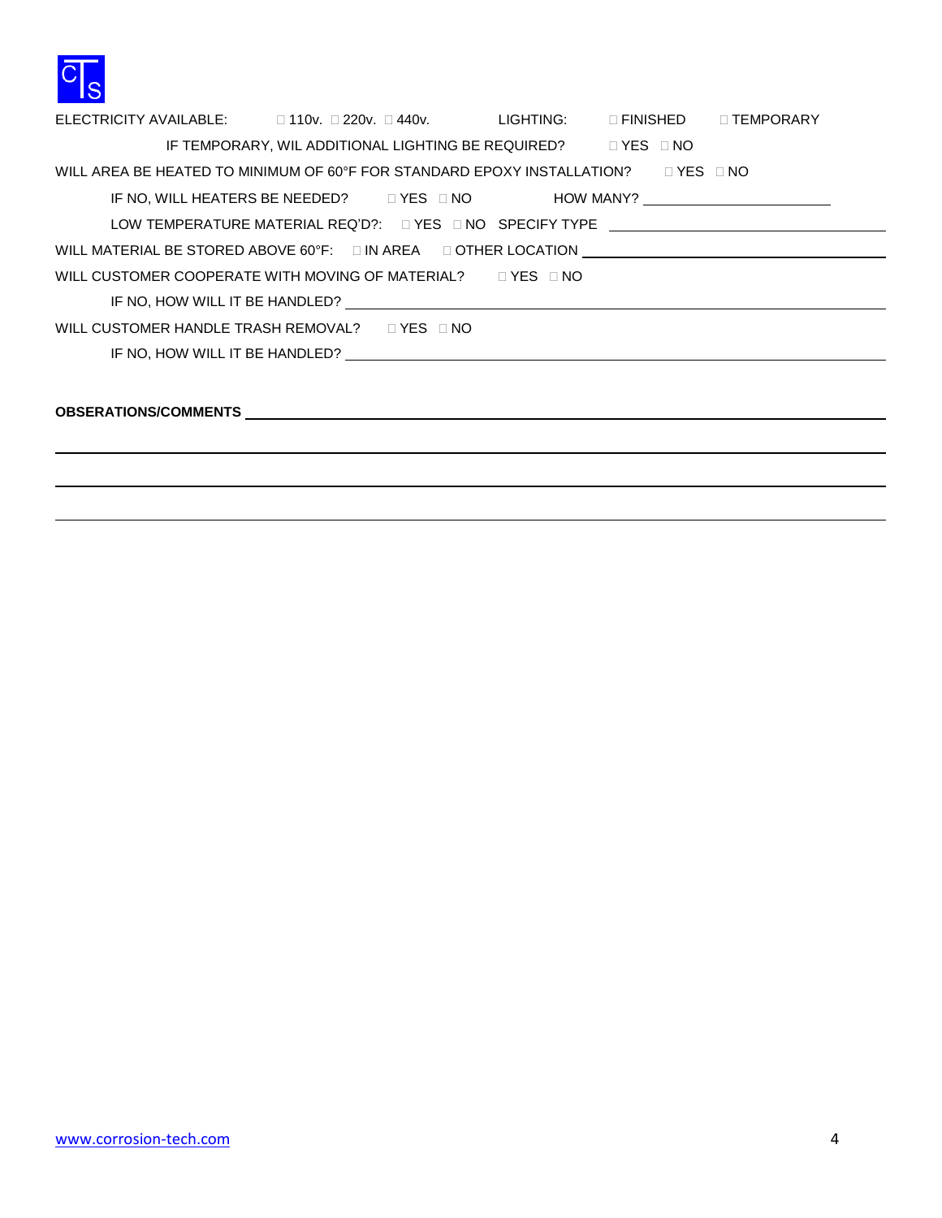ELECTRICITY AVAILABLE: ☐ 110v. ☐ 220v. ☐ 440v. LIGHTING: ☐ FINISHED ☐ TEMPORARY

IF TEMPORARY, WIL ADDITIONAL LIGHTING BE REQUIRED? ☐ YES ☐ NO

WILL AREA BE HEATED TO MINIMUM OF 60°F FOR STANDARD EPOXY INSTALLATION? ☐ YES ☐ NO

IF NO, WILL HEATERS BE NEEDED? ☐ YES ☐ NO HOW MANY? ______________________

LOW TEMPERATURE MATERIAL REQ'D?: ☐ YES ☐ NO SPECIFY TYPE ______________________

WILL MATERIAL BE STORED ABOVE 60°F: ☐ IN AREA ☐ OTHER LOCATION ______________________

WILL CUSTOMER COOPERATE WITH MOVING OF MATERIAL? ☐ YES ☐ NO

IF NO, HOW WILL IT BE HANDLED? ______________________

WILL CUSTOMER HANDLE TRASH REMOVAL? ☐ YES ☐ NO

IF NO, HOW WILL IT BE HANDLED? ______________________

**OBSERVATIONS/COMMENTS** ______________________

______________________

______________________

______________________

www.corrosion-tech.com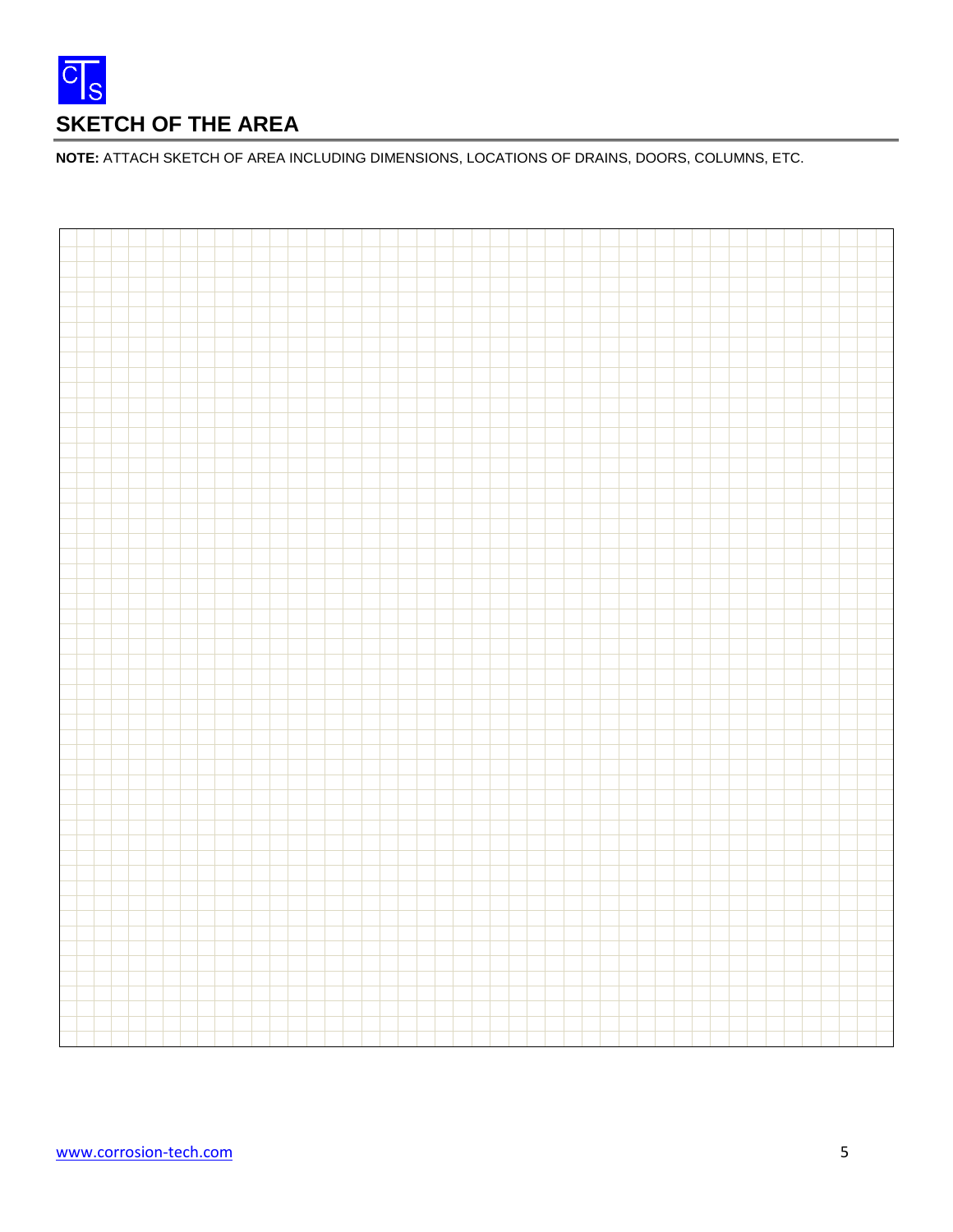## SKETCH OF THE AREA

**NOTE:** ATTACH SKETCH OF AREA INCLUDING DIMENSIONS, LOCATIONS OF DRAINS, DOORS, COLUMNS, ETC.

www.corrosion-tech.com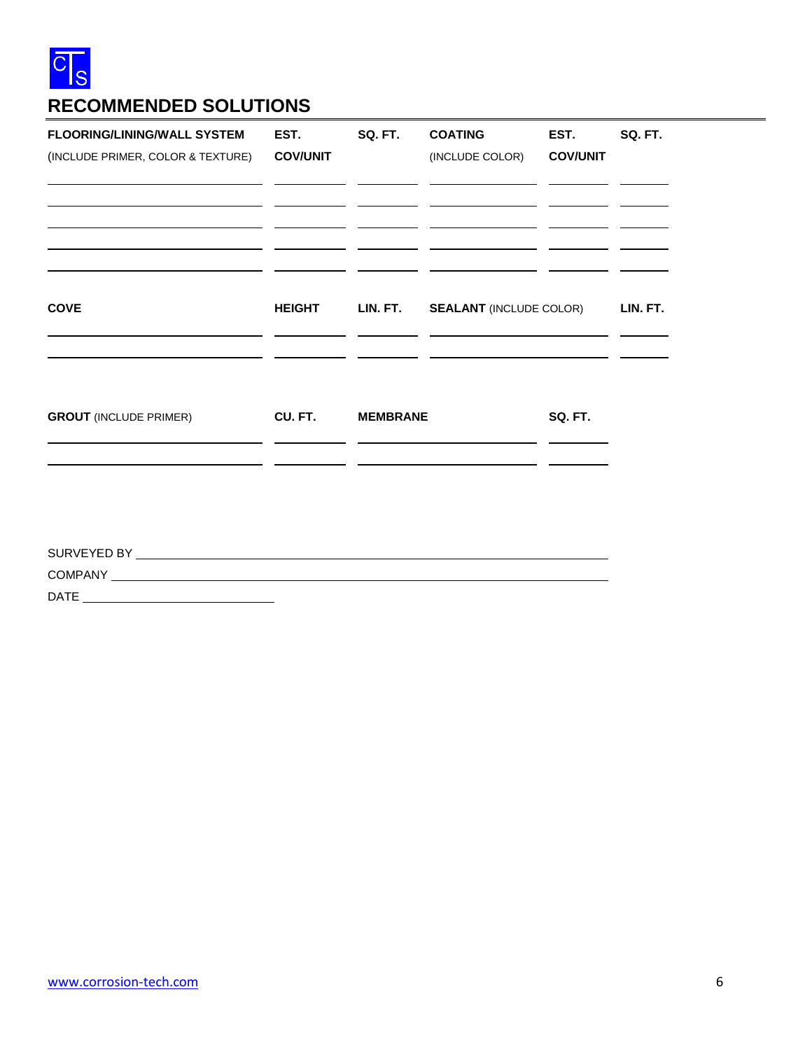## RECOMMENDED SOLUTIONS

| FLOORING/LINING/WALL SYSTEM (INCLUDE PRIMER, COLOR & TEXTURE) | EST. COV/UNIT | SQ. FT. | COATING (INCLUDE COLOR) | EST. COV/UNIT | SQ. FT. |
|---|---|---|---|---|---|
| | | | | | |
| | | | | | |
| | | | | | |
| | | | | | |
| | | | | | |

| COVE | HEIGHT | LIN. FT. | SEALANT (INCLUDE COLOR) | LIN. FT. |
|---|---|---|---|---|
| | | | | |
| | | | | |

| GROUT (INCLUDE PRIMER) | CU. FT. | MEMBRANE | SQ. FT. |
|---|---|---|---|
| | | | |
| | | | |

SURVEYED BY ______________________________

COMPANY ______________________________

DATE ______________________

www.corrosion-tech.com